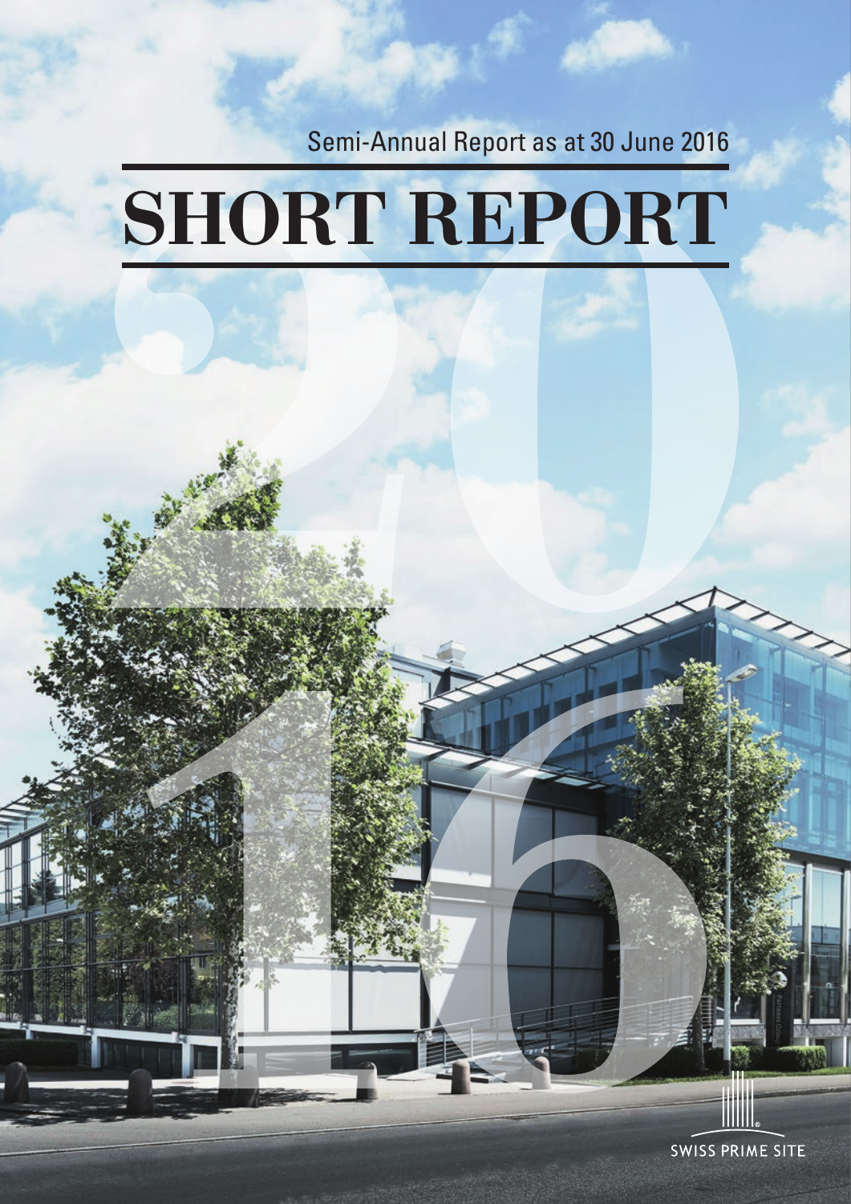Semi-Annual Report as at 30 June 2016

# SHORT REPORT

2016

SWISS PRIME SITE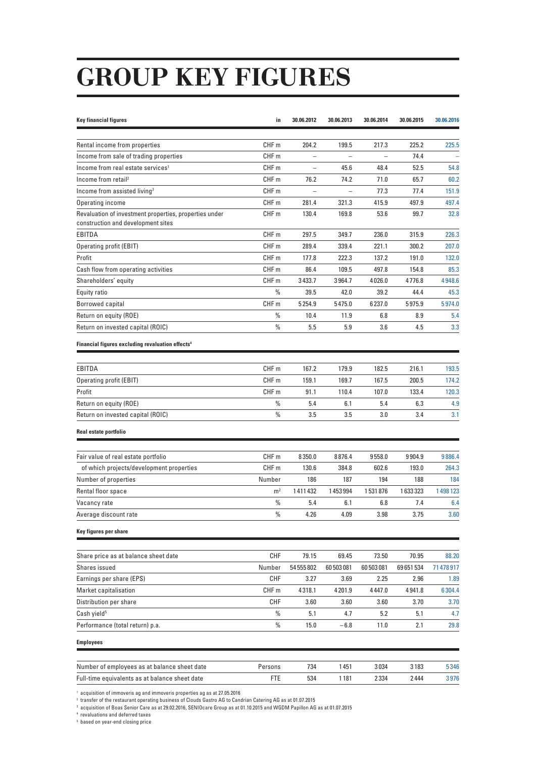# GROUP KEY FIGURES

| Key financial figures | in | 30.06.2012 | 30.06.2013 | 30.06.2014 | 30.06.2015 | 30.06.2016 |
|---|---|---|---|---|---|---|
| Rental income from properties | CHF m | 204.2 | 199.5 | 217.3 | 225.2 | 225.5 |
| Income from sale of trading properties | CHF m | – | – | – | 74.4 | – |
| Income from real estate services[1] | CHF m | – | 45.6 | 48.4 | 52.5 | 54.8 |
| Income from retail[2] | CHF m | 76.2 | 74.2 | 71.0 | 65.7 | 60.2 |
| Income from assisted living[3] | CHF m | – | – | 77.3 | 77.4 | 151.9 |
| Operating income | CHF m | 281.4 | 321.3 | 415.9 | 497.9 | 497.4 |
| Revaluation of investment properties, properties under construction and development sites | CHF m | 130.4 | 169.8 | 53.6 | 99.7 | 32.8 |
| EBITDA | CHF m | 297.5 | 349.7 | 236.0 | 315.9 | 226.3 |
| Operating profit (EBIT) | CHF m | 289.4 | 339.4 | 221.1 | 300.2 | 207.0 |
| Profit | CHF m | 177.8 | 222.3 | 137.2 | 191.0 | 132.0 |
| Cash flow from operating activities | CHF m | 86.4 | 109.5 | 497.8 | 154.8 | 85.3 |
| Shareholders' equity | CHF m | 3433.7 | 3964.7 | 4026.0 | 4776.8 | 4948.6 |
| Equity ratio | % | 39.5 | 42.0 | 39.2 | 44.4 | 45.3 |
| Borrowed capital | CHF m | 5254.9 | 5475.0 | 6237.0 | 5975.9 | 5974.0 |
| Return on equity (ROE) | % | 10.4 | 11.9 | 6.8 | 8.9 | 5.4 |
| Return on invested capital (ROIC) | % | 5.5 | 5.9 | 3.6 | 4.5 | 3.3 |
| **Financial figures excluding revaluation effects[4]** | | | | | | |
| EBITDA | CHF m | 167.2 | 179.9 | 182.5 | 216.1 | 193.5 |
| Operating profit (EBIT) | CHF m | 159.1 | 169.7 | 167.5 | 200.5 | 174.2 |
| Profit | CHF m | 91.1 | 110.4 | 107.0 | 133.4 | 120.3 |
| Return on equity (ROE) | % | 5.4 | 6.1 | 5.4 | 6.3 | 4.9 |
| Return on invested capital (ROIC) | % | 3.5 | 3.5 | 3.0 | 3.4 | 3.1 |
| **Real estate portfolio** | | | | | | |
| Fair value of real estate portfolio | CHF m | 8350.0 | 8876.4 | 9558.0 | 9904.9 | 9886.4 |
| of which projects/development properties | CHF m | 130.6 | 384.8 | 602.6 | 193.0 | 264.3 |
| Number of properties | Number | 186 | 187 | 194 | 188 | 184 |
| Rental floor space | m² | 1411432 | 1453994 | 1531876 | 1633323 | 1498123 |
| Vacancy rate | % | 5.4 | 6.1 | 6.8 | 7.4 | 6.4 |
| Average discount rate | % | 4.26 | 4.09 | 3.98 | 3.75 | 3.60 |
| **Key figures per share** | | | | | | |
| Share price as at balance sheet date | CHF | 79.15 | 69.45 | 73.50 | 70.95 | 88.20 |
| Shares issued | Number | 54555802 | 60503081 | 60503081 | 69651534 | 71478917 |
| Earnings per share (EPS) | CHF | 3.27 | 3.69 | 2.25 | 2.96 | 1.89 |
| Market capitalisation | CHF m | 4318.1 | 4201.9 | 4447.0 | 4941.8 | 6304.4 |
| Distribution per share | CHF | 3.60 | 3.60 | 3.60 | 3.70 | 3.70 |
| Cash yield[5] | % | 5.1 | 4.7 | 5.2 | 5.1 | 4.7 |
| Performance (total return) p.a. | % | 15.0 | −6.8 | 11.0 | 2.1 | 29.8 |
| **Employees** | | | | | | |
| Number of employees as at balance sheet date | Persons | 734 | 1451 | 3034 | 3183 | 5346 |
| Full-time equivalents as at balance sheet date | FTE | 534 | 1181 | 2334 | 2444 | 3976 |

[1] acquisition of immoveris ag and immoveris properties ag as at 27.05.2016
[2] transfer of the restaurant operating business of Clouds Gastro AG to Candrian Catering AG as at 01.07.2015
[3] acquisition of Boas Senior Care as at 29.02.2016, SENIOcare Group as at 01.10.2015 and WGDM Papillon AG as at 01.07.2015
[4] revaluations and deferred taxes
[5] based on year-end closing price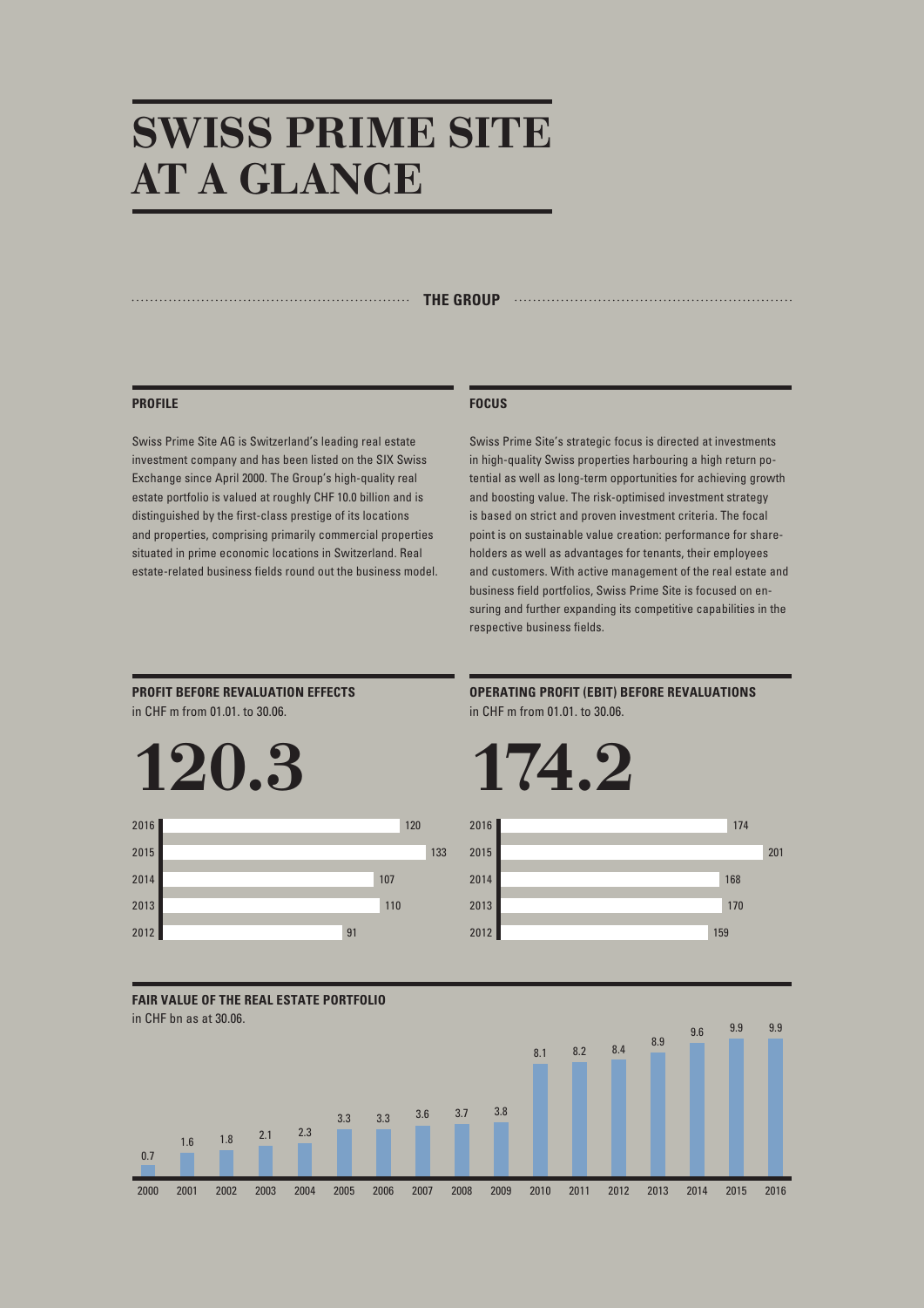# SWISS PRIME SITE AT A GLANCE

## THE GROUP

### PROFILE

Swiss Prime Site AG is Switzerland's leading real estate investment company and has been listed on the SIX Swiss Exchange since April 2000. The Group's high-quality real estate portfolio is valued at roughly CHF 10.0 billion and is distinguished by the first-class prestige of its locations and properties, comprising primarily commercial properties situated in prime economic locations in Switzerland. Real estate-related business fields round out the business model.

### FOCUS

Swiss Prime Site's strategic focus is directed at investments in high-quality Swiss properties harbouring a high return potential as well as long-term opportunities for achieving growth and boosting value. The risk-optimised investment strategy is based on strict and proven investment criteria. The focal point is on sustainable value creation: performance for shareholders as well as advantages for tenants, their employees and customers. With active management of the real estate and business field portfolios, Swiss Prime Site is focused on ensuring and further expanding its competitive capabilities in the respective business fields.

### PROFIT BEFORE REVALUATION EFFECTS

in CHF m from 01.01. to 30.06.

**120.3**

| Year | Value |
|---|---|
| 2016 | 120 |
| 2015 | 133 |
| 2014 | 107 |
| 2013 | 110 |
| 2012 | 91 |

### OPERATING PROFIT (EBIT) BEFORE REVALUATIONS

in CHF m from 01.01. to 30.06.

**174.2**

| Year | Value |
|---|---|
| 2016 | 174 |
| 2015 | 201 |
| 2014 | 168 |
| 2013 | 170 |
| 2012 | 159 |

### FAIR VALUE OF THE REAL ESTATE PORTFOLIO

in CHF bn as at 30.06.

| Year | 2000 | 2001 | 2002 | 2003 | 2004 | 2005 | 2006 | 2007 | 2008 | 2009 | 2010 | 2011 | 2012 | 2013 | 2014 | 2015 | 2016 |
|---|---|---|---|---|---|---|---|---|---|---|---|---|---|---|---|---|---|
| Value | 0.7 | 1.6 | 1.8 | 2.1 | 2.3 | 3.3 | 3.3 | 3.6 | 3.7 | 3.8 | 8.1 | 8.2 | 8.4 | 8.9 | 9.6 | 9.9 | 9.9 |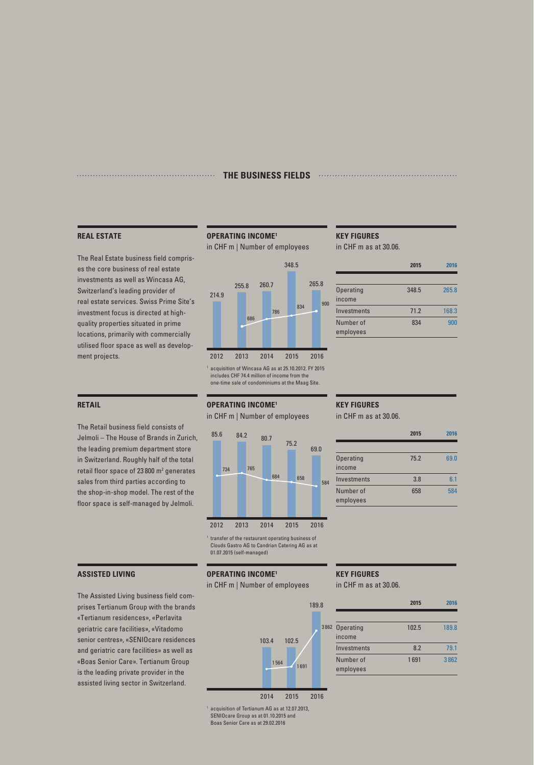## THE BUSINESS FIELDS

### REAL ESTATE

The Real Estate business field comprises the core business of real estate investments as well as Wincasa AG, Switzerland's leading provider of real estate services. Swiss Prime Site's investment focus is directed at high-quality properties situated in prime locations, primarily with commercially utilised floor space as well as development projects.

**OPERATING INCOME[1]**

in CHF m | Number of employees

| Year | Operating income | Number of employees |
|---|---|---|
| 2012 | 214.9 | |
| 2013 | 255.8 | 686 |
| 2014 | 260.7 | 786 |
| 2015 | 348.5 | 834 |
| 2016 | 265.8 | 900 |

[1] acquisition of Wincasa AG as at 25.10.2012. FY 2015 includes CHF 74.4 million of income from the one-time sale of condominiums at the Maag Site.

**KEY FIGURES**

in CHF m as at 30.06.

| | 2015 | 2016 |
|---|---|---|
| Operating income | 348.5 | 265.8 |
| Investments | 71.2 | 168.3 |
| Number of employees | 834 | 900 |

### RETAIL

The Retail business field consists of Jelmoli – The House of Brands in Zurich, the leading premium department store in Switzerland. Roughly half of the total retail floor space of 23 800 m² generates sales from third parties according to the shop-in-shop model. The rest of the floor space is self-managed by Jelmoli.

**OPERATING INCOME[1]**

in CHF m | Number of employees

| Year | Operating income | Number of employees |
|---|---|---|
| 2012 | 85.6 | 734 |
| 2013 | 84.2 | 765 |
| 2014 | 80.7 | 684 |
| 2015 | 75.2 | 658 |
| 2016 | 69.0 | 584 |

[1] transfer of the restaurant operating business of Clouds Gastro AG to Candrian Catering AG as at 01.07.2015 (self-managed)

**KEY FIGURES**

in CHF m as at 30.06.

| | 2015 | 2016 |
|---|---|---|
| Operating income | 75.2 | 69.0 |
| Investments | 3.8 | 6.1 |
| Number of employees | 658 | 584 |

### ASSISTED LIVING

The Assisted Living business field comprises Tertianum Group with the brands «Tertianum residences», «Perlavita geriatric care facilities», «Vitadomo senior centres», «SENIOcare residences and geriatric care facilities» as well as «Boas Senior Care». Tertianum Group is the leading private provider in the assisted living sector in Switzerland.

**OPERATING INCOME[1]**

in CHF m | Number of employees

| Year | Operating income | Number of employees |
|---|---|---|
| 2014 | 103.4 | 1 564 |
| 2015 | 102.5 | 1 691 |
| 2016 | 189.8 | 3 862 |

[1] acquisition of Tertianum AG as at 12.07.2013, SENIOcare Group as at 01.10.2015 and Boas Senior Care as at 29.02.2016

**KEY FIGURES**

in CHF m as at 30.06.

| | 2015 | 2016 |
|---|---|---|
| Operating income | 102.5 | 189.8 |
| Investments | 8.2 | 79.1 |
| Number of employees | 1 691 | 3 862 |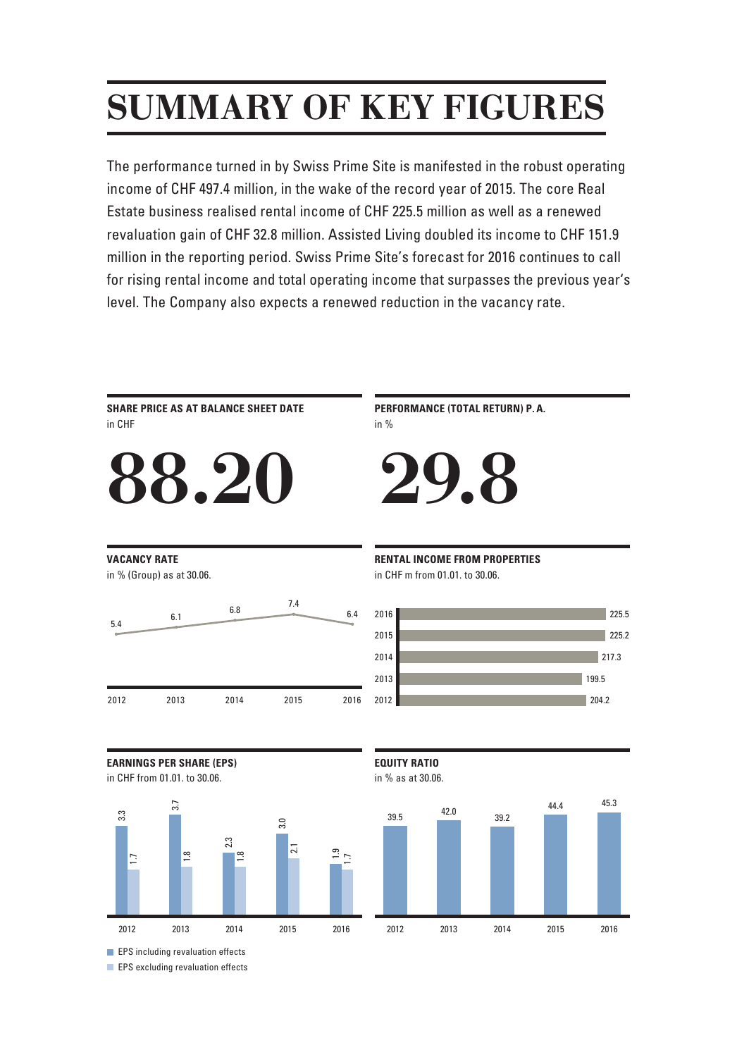# SUMMARY OF KEY FIGURES

The performance turned in by Swiss Prime Site is manifested in the robust operating income of CHF 497.4 million, in the wake of the record year of 2015. The core Real Estate business realised rental income of CHF 225.5 million as well as a renewed revaluation gain of CHF 32.8 million. Assisted Living doubled its income to CHF 151.9 million in the reporting period. Swiss Prime Site's forecast for 2016 continues to call for rising rental income and total operating income that surpasses the previous year's level. The Company also expects a renewed reduction in the vacancy rate.

**SHARE PRICE AS AT BALANCE SHEET DATE**
in CHF

# 88.20

**PERFORMANCE (TOTAL RETURN) P. A.**
in %

# 29.8

**VACANCY RATE**
in % (Group) as at 30.06.

| 2012 | 2013 | 2014 | 2015 | 2016 |
|---|---|---|---|---|
| 5.4 | 6.1 | 6.8 | 7.4 | 6.4 |

**RENTAL INCOME FROM PROPERTIES**
in CHF m from 01.01. to 30.06.

| Year | Rental income |
|---|---|
| 2016 | 225.5 |
| 2015 | 225.2 |
| 2014 | 217.3 |
| 2013 | 199.5 |
| 2012 | 204.2 |

**EARNINGS PER SHARE (EPS)**
in CHF from 01.01. to 30.06.

| | 2012 | 2013 | 2014 | 2015 | 2016 |
|---|---|---|---|---|---|
| EPS including revaluation effects | 3.3 | 3.7 | 2.3 | 3.0 | 1.9 |
| EPS excluding revaluation effects | 1.7 | 1.8 | 1.8 | 2.1 | 1.7 |

**EQUITY RATIO**
in % as at 30.06.

| 2012 | 2013 | 2014 | 2015 | 2016 |
|---|---|---|---|---|
| 39.5 | 42.0 | 39.2 | 44.4 | 45.3 |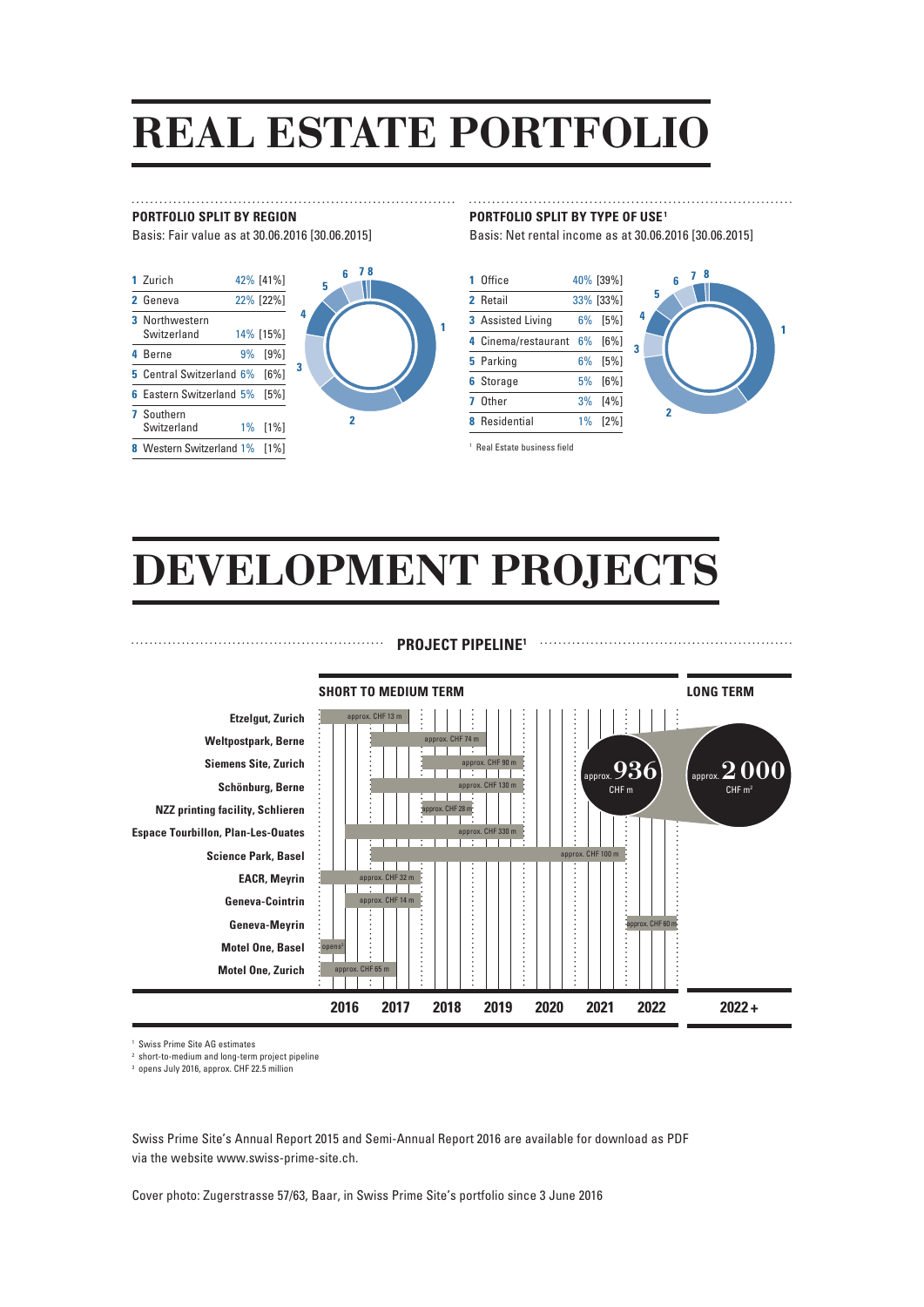# REAL ESTATE PORTFOLIO

### PORTFOLIO SPLIT BY REGION

Basis: Fair value as at 30.06.2016 [30.06.2015]

| | | |
|---|---|---|
| 1 Zurich | 42% | [41%] |
| 2 Geneva | 22% | [22%] |
| 3 Northwestern Switzerland | 14% | [15%] |
| 4 Berne | 9% | [9%] |
| 5 Central Switzerland | 6% | [6%] |
| 6 Eastern Switzerland | 5% | [5%] |
| 7 Southern Switzerland | 1% | [1%] |
| 8 Western Switzerland | 1% | [1%] |

### PORTFOLIO SPLIT BY TYPE OF USE[1]

Basis: Net rental income as at 30.06.2016 [30.06.2015]

| | | |
|---|---|---|
| 1 Office | 40% | [39%] |
| 2 Retail | 33% | [33%] |
| 3 Assisted Living | 6% | [5%] |
| 4 Cinema/restaurant | 6% | [6%] |
| 5 Parking | 6% | [5%] |
| 6 Storage | 5% | [6%] |
| 7 Other | 3% | [4%] |
| 8 Residential | 1% | [2%] |

[1] Real Estate business field

# DEVELOPMENT PROJECTS

### PROJECT PIPELINE[1]

SHORT TO MEDIUM TERM

LONG TERM

Etzelgut, Zurich — approx. CHF 13 m

Weltpostpark, Berne — approx. CHF 74 m

Siemens Site, Zurich — approx. CHF 90 m

Schönburg, Berne — approx. CHF 130 m

NZZ printing facility, Schlieren — approx. CHF 28 m

Espace Tourbillon, Plan-Les-Ouates — approx. CHF 330 m

Science Park, Basel — approx. CHF 100 m

EACR, Meyrin — approx. CHF 32 m

Geneva-Cointrin — approx. CHF 14 m

Geneva-Meyrin — approx. CHF 60 m

Motel One, Basel — opens[3]

Motel One, Zurich — approx. CHF 65 m

approx. 936 CHF m

approx. 2 000 CHF m[2]

2016 2017 2018 2019 2020 2021 2022 2022 +

[1] Swiss Prime Site AG estimates
[2] short-to-medium and long-term project pipeline
[3] opens July 2016, approx. CHF 22.5 million

Swiss Prime Site's Annual Report 2015 and Semi-Annual Report 2016 are available for download as PDF via the website www.swiss-prime-site.ch.

Cover photo: Zugerstrasse 57/63, Baar, in Swiss Prime Site's portfolio since 3 June 2016